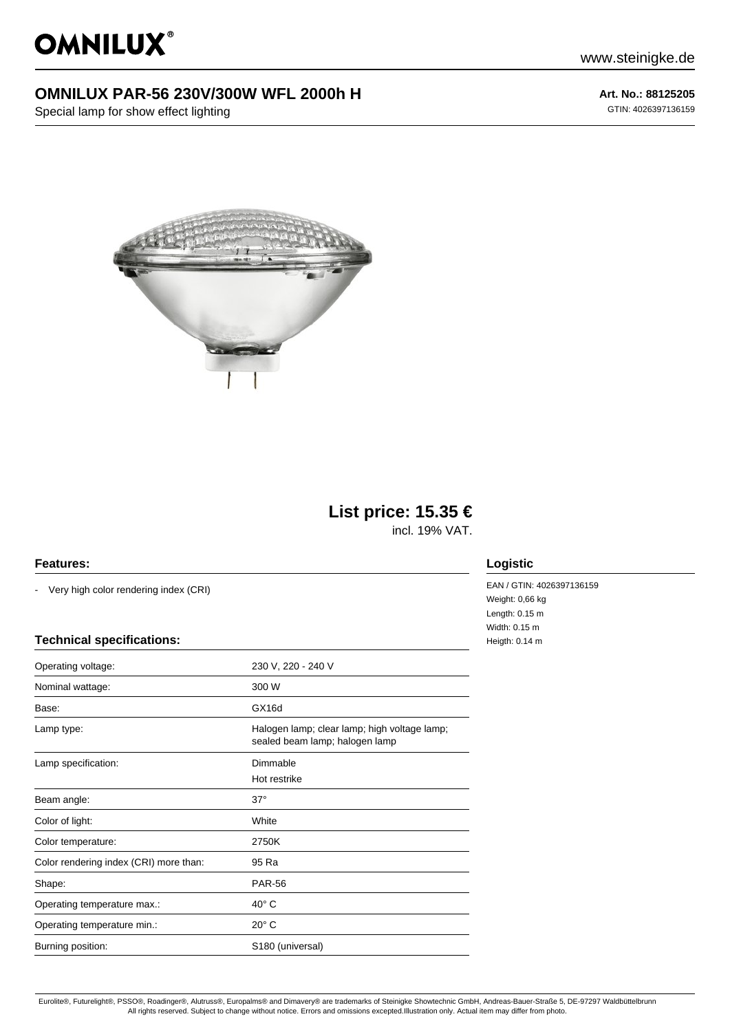# OMNILUX PAR-56 230V/300W WFL 2000h H

Special lamp for show effect lighting

**Art. No.: 88125205**

GTIN: 4026397136159

## List price: 15.35 €

incl. 19% VAT.

### Features:

- Very high color rendering index (CRI)

### Technical specifications:

| | |
|---|---|
| Operating voltage: | 230 V, 220 - 240 V |
| Nominal wattage: | 300 W |
| Base: | GX16d |
| Lamp type: | Halogen lamp; clear lamp; high voltage lamp; sealed beam lamp; halogen lamp |
| Lamp specification: | Dimmable<br>Hot restrike |
| Beam angle: | 37° |
| Color of light: | White |
| Color temperature: | 2750K |
| Color rendering index (CRI) more than: | 95 Ra |
| Shape: | PAR-56 |
| Operating temperature max.: | 40° C |
| Operating temperature min.: | 20° C |
| Burning position: | S180 (universal) |

### Logistic

EAN / GTIN: 4026397136159
Weight: 0,66 kg
Length: 0.15 m
Width: 0.15 m
Heigth: 0.14 m

Eurolite®, Futurelight®, PSSO®, Roadinger®, Alutruss®, Europalms® and Dimavery® are trademarks of Steinigke Showtechnic GmbH, Andreas-Bauer-Straße 5, DE-97297 Waldbüttelbrunn
All rights reserved. Subject to change without notice. Errors and omissions excepted.Illustration only. Actual item may differ from photo.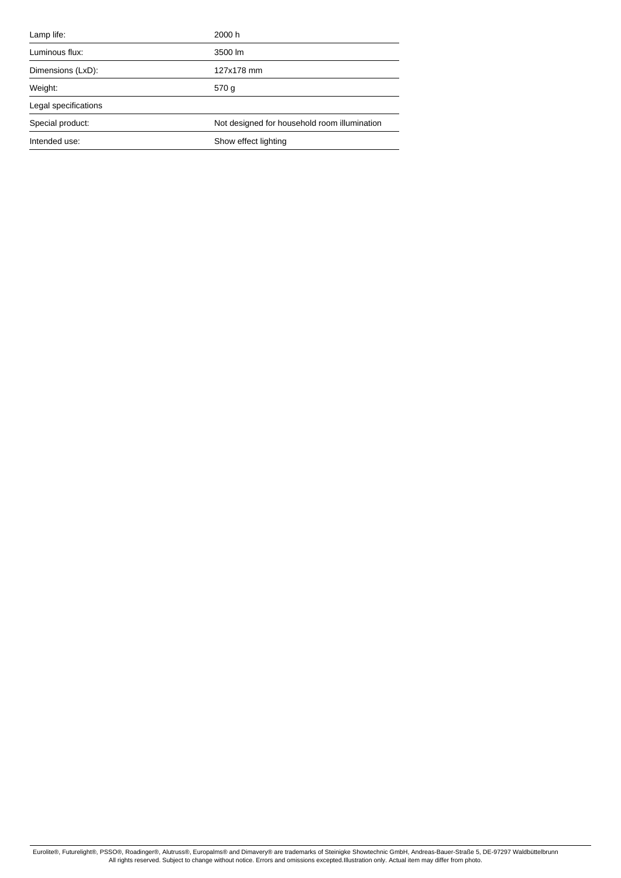| | |
|---|---|
| Lamp life: | 2000 h |
| Luminous flux: | 3500 lm |
| Dimensions (LxD): | 127x178 mm |
| Weight: | 570 g |
| Legal specifications | |
| Special product: | Not designed for household room illumination |
| Intended use: | Show effect lighting |

Eurolite®, Futurelight®, PSSO®, Roadinger®, Alutruss®, Europalms® and Dimavery® are trademarks of Steinigke Showtechnic GmbH, Andreas-Bauer-Straße 5, DE-97297 Waldbüttelbrunn
All rights reserved. Subject to change without notice. Errors and omissions excepted.Illustration only. Actual item may differ from photo.